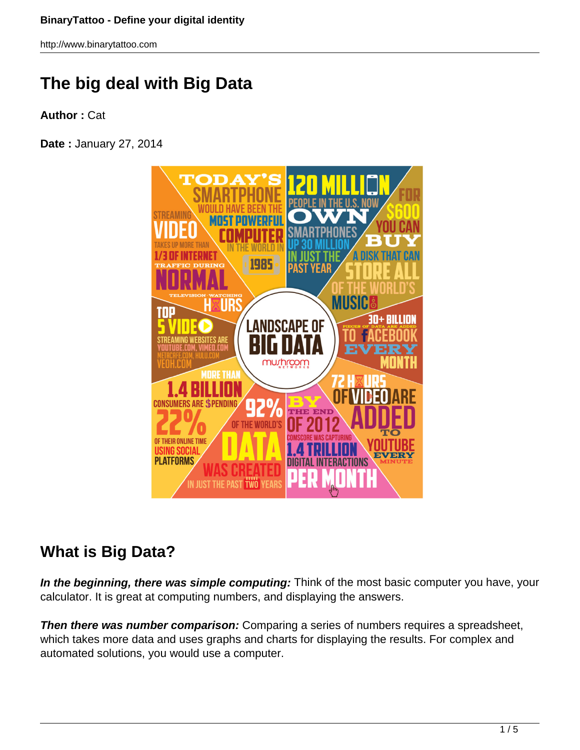# The big deal with Big Data

**Author :** Cat

**Date :** January 27, 2014

## What is Big Data?

***In the beginning, there was simple computing:*** Think of the most basic computer you have, your calculator. It is great at computing numbers, and displaying the answers.

***Then there was number comparison:*** Comparing a series of numbers requires a spreadsheet, which takes more data and uses graphs and charts for displaying the results. For complex and automated solutions, you would use a computer.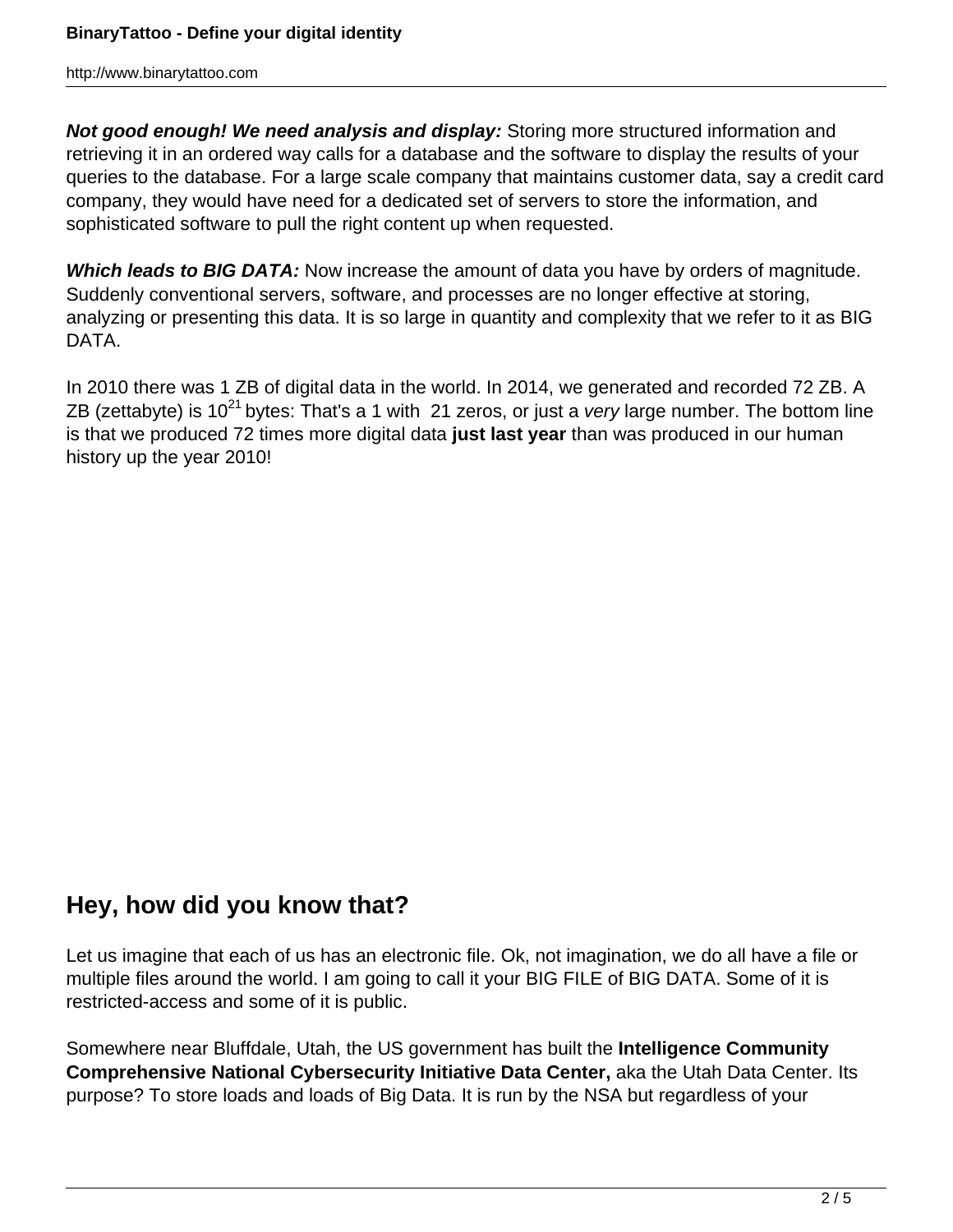***Not good enough! We need analysis and display:*** Storing more structured information and retrieving it in an ordered way calls for a database and the software to display the results of your queries to the database. For a large scale company that maintains customer data, say a credit card company, they would have need for a dedicated set of servers to store the information, and sophisticated software to pull the right content up when requested.

***Which leads to BIG DATA:*** Now increase the amount of data you have by orders of magnitude. Suddenly conventional servers, software, and processes are no longer effective at storing, analyzing or presenting this data. It is so large in quantity and complexity that we refer to it as BIG DATA.

In 2010 there was 1 ZB of digital data in the world. In 2014, we generated and recorded 72 ZB. A ZB (zettabyte) is $10^{21}$ bytes: That's a 1 with 21 zeros, or just a *very* large number. The bottom line is that we produced 72 times more digital data **just last year** than was produced in our human history up the year 2010!

## Hey, how did you know that?

Let us imagine that each of us has an electronic file. Ok, not imagination, we do all have a file or multiple files around the world. I am going to call it your BIG FILE of BIG DATA. Some of it is restricted-access and some of it is public.

Somewhere near Bluffdale, Utah, the US government has built the **Intelligence Community Comprehensive National Cybersecurity Initiative Data Center,** aka the Utah Data Center. Its purpose? To store loads and loads of Big Data. It is run by the NSA but regardless of your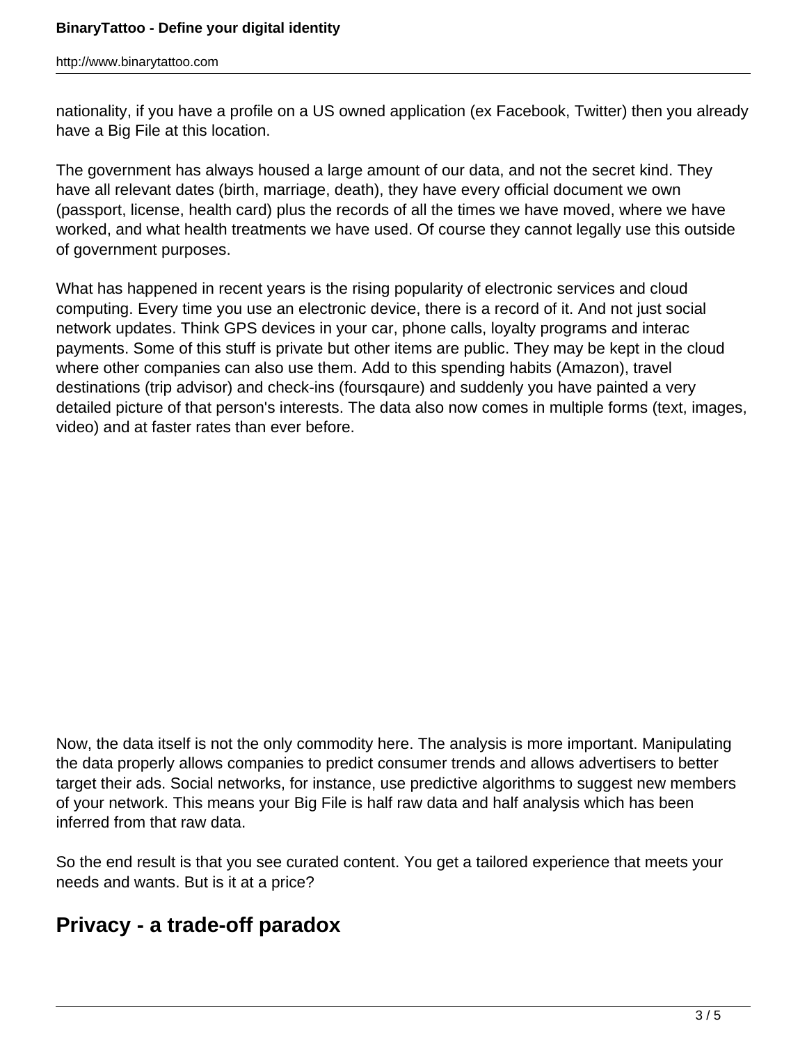nationality, if you have a profile on a US owned application (ex Facebook, Twitter) then you already have a Big File at this location.

The government has always housed a large amount of our data, and not the secret kind. They have all relevant dates (birth, marriage, death), they have every official document we own (passport, license, health card) plus the records of all the times we have moved, where we have worked, and what health treatments we have used. Of course they cannot legally use this outside of government purposes.

What has happened in recent years is the rising popularity of electronic services and cloud computing. Every time you use an electronic device, there is a record of it. And not just social network updates. Think GPS devices in your car, phone calls, loyalty programs and interac payments. Some of this stuff is private but other items are public. They may be kept in the cloud where other companies can also use them. Add to this spending habits (Amazon), travel destinations (trip advisor) and check-ins (foursqaure) and suddenly you have painted a very detailed picture of that person's interests. The data also now comes in multiple forms (text, images, video) and at faster rates than ever before.

Now, the data itself is not the only commodity here. The analysis is more important. Manipulating the data properly allows companies to predict consumer trends and allows advertisers to better target their ads. Social networks, for instance, use predictive algorithms to suggest new members of your network. This means your Big File is half raw data and half analysis which has been inferred from that raw data.

So the end result is that you see curated content. You get a tailored experience that meets your needs and wants. But is it at a price?

## Privacy - a trade-off paradox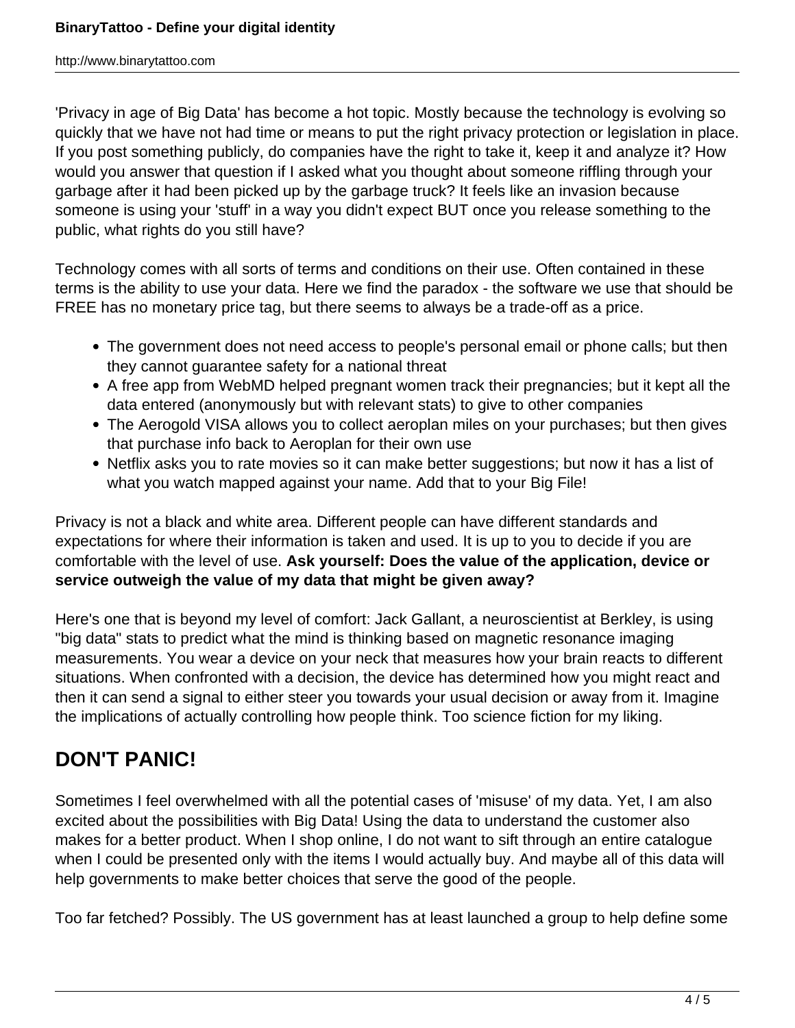'Privacy in age of Big Data' has become a hot topic. Mostly because the technology is evolving so quickly that we have not had time or means to put the right privacy protection or legislation in place. If you post something publicly, do companies have the right to take it, keep it and analyze it? How would you answer that question if I asked what you thought about someone riffling through your garbage after it had been picked up by the garbage truck? It feels like an invasion because someone is using your 'stuff' in a way you didn't expect BUT once you release something to the public, what rights do you still have?

Technology comes with all sorts of terms and conditions on their use. Often contained in these terms is the ability to use your data. Here we find the paradox - the software we use that should be FREE has no monetary price tag, but there seems to always be a trade-off as a price.

- The government does not need access to people's personal email or phone calls; but then they cannot guarantee safety for a national threat
- A free app from WebMD helped pregnant women track their pregnancies; but it kept all the data entered (anonymously but with relevant stats) to give to other companies
- The Aerogold VISA allows you to collect aeroplan miles on your purchases; but then gives that purchase info back to Aeroplan for their own use
- Netflix asks you to rate movies so it can make better suggestions; but now it has a list of what you watch mapped against your name. Add that to your Big File!

Privacy is not a black and white area. Different people can have different standards and expectations for where their information is taken and used. It is up to you to decide if you are comfortable with the level of use. **Ask yourself: Does the value of the application, device or service outweigh the value of my data that might be given away?**

Here's one that is beyond my level of comfort: Jack Gallant, a neuroscientist at Berkley, is using "big data" stats to predict what the mind is thinking based on magnetic resonance imaging measurements. You wear a device on your neck that measures how your brain reacts to different situations. When confronted with a decision, the device has determined how you might react and then it can send a signal to either steer you towards your usual decision or away from it. Imagine the implications of actually controlling how people think. Too science fiction for my liking.

## DON'T PANIC!

Sometimes I feel overwhelmed with all the potential cases of 'misuse' of my data. Yet, I am also excited about the possibilities with Big Data! Using the data to understand the customer also makes for a better product. When I shop online, I do not want to sift through an entire catalogue when I could be presented only with the items I would actually buy. And maybe all of this data will help governments to make better choices that serve the good of the people.

Too far fetched? Possibly. The US government has at least launched a group to help define some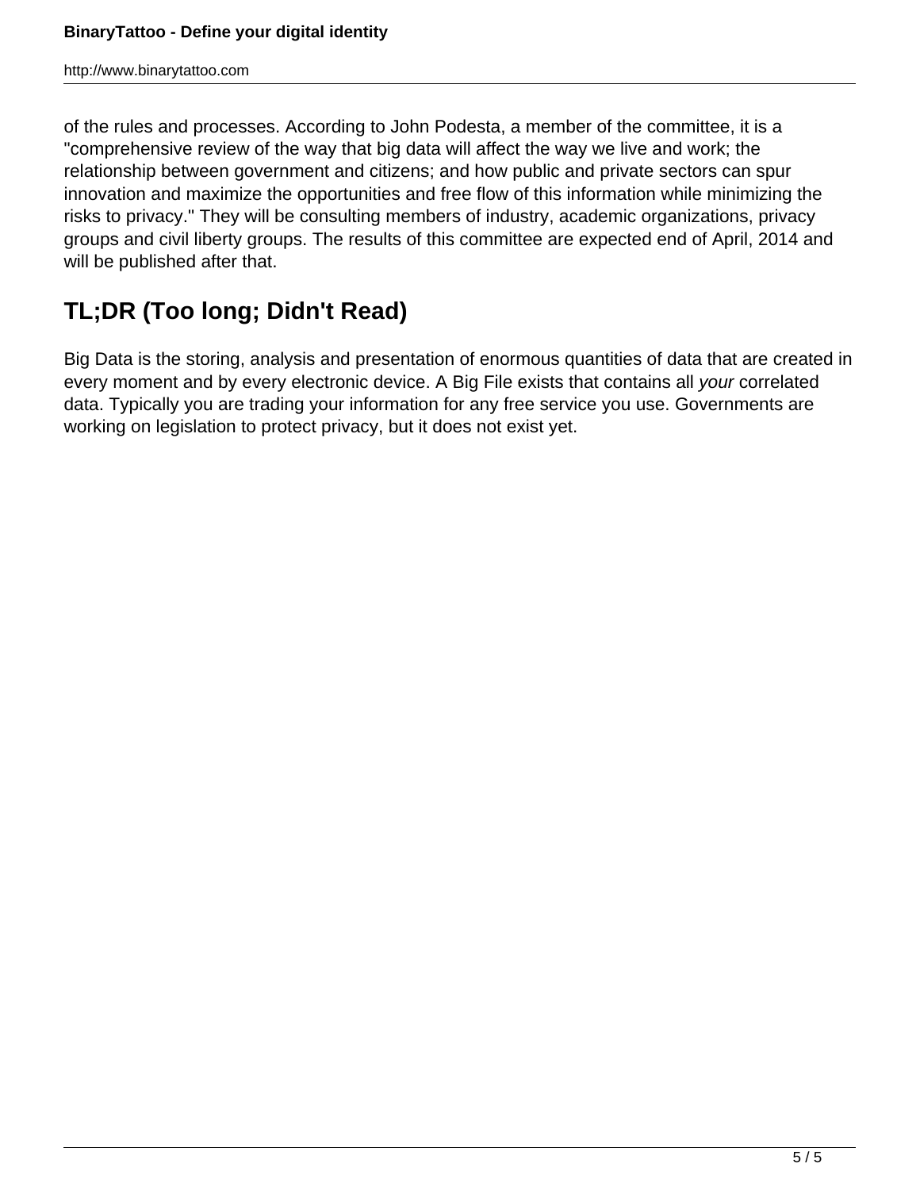of the rules and processes. According to John Podesta, a member of the committee, it is a "comprehensive review of the way that big data will affect the way we live and work; the relationship between government and citizens; and how public and private sectors can spur innovation and maximize the opportunities and free flow of this information while minimizing the risks to privacy." They will be consulting members of industry, academic organizations, privacy groups and civil liberty groups. The results of this committee are expected end of April, 2014 and will be published after that.

## TL;DR (Too long; Didn't Read)

Big Data is the storing, analysis and presentation of enormous quantities of data that are created in every moment and by every electronic device. A Big File exists that contains all *your* correlated data. Typically you are trading your information for any free service you use. Governments are working on legislation to protect privacy, but it does not exist yet.